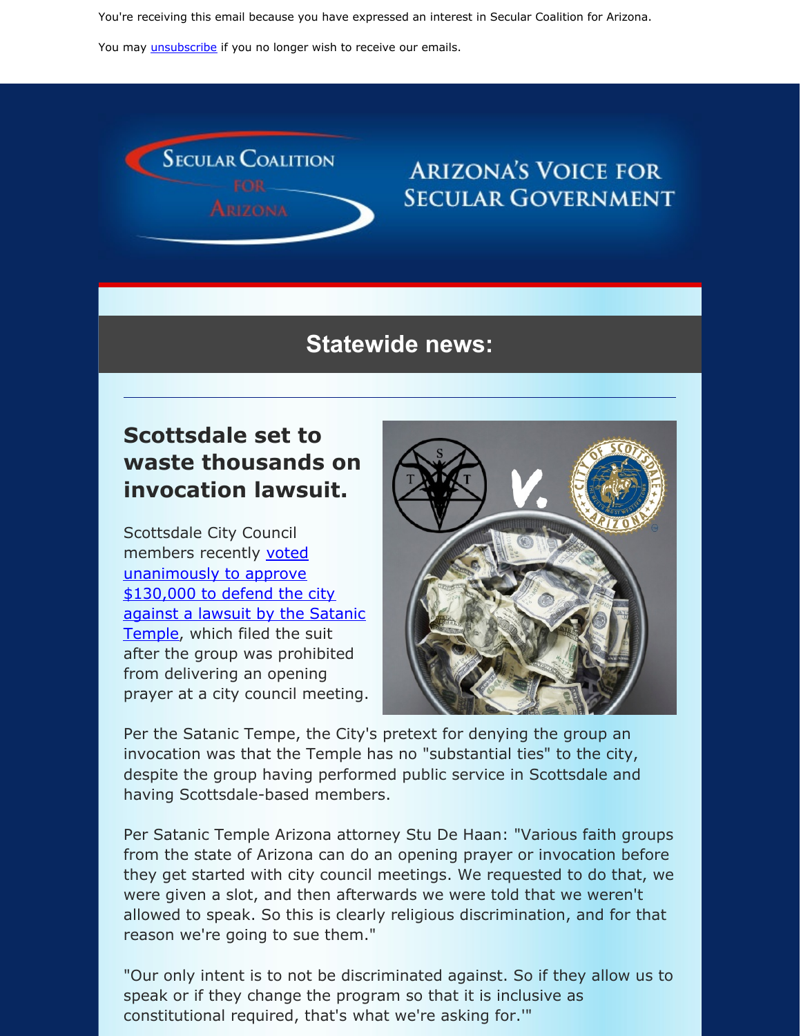You're receiving this email because you have expressed an interest in Secular Coalition for Arizona.

You may unsubscribe if you no longer wish to receive our emails.

Secular Coalition for Arizona

Arizona's Voice for Secular Government

## Statewide news:

---

### Scottsdale set to waste thousands on invocation lawsuit.

Scottsdale City Council members recently voted unanimously to approve $130,000 to defend the city against a lawsuit by the Satanic Temple, which filed the suit after the group was prohibited from delivering an opening prayer at a city council meeting.

Per the Satanic Tempe, the City's pretext for denying the group an invocation was that the Temple has no "substantial ties" to the city, despite the group having performed public service in Scottsdale and having Scottsdale-based members.

Per Satanic Temple Arizona attorney Stu De Haan: "Various faith groups from the state of Arizona can do an opening prayer or invocation before they get started with city council meetings. We requested to do that, we were given a slot, and then afterwards we were told that we weren't allowed to speak. So this is clearly religious discrimination, and for that reason we're going to sue them."

"Our only intent is to not be discriminated against. So if they allow us to speak or if they change the program so that it is inclusive as constitutional required, that's what we're asking for.'"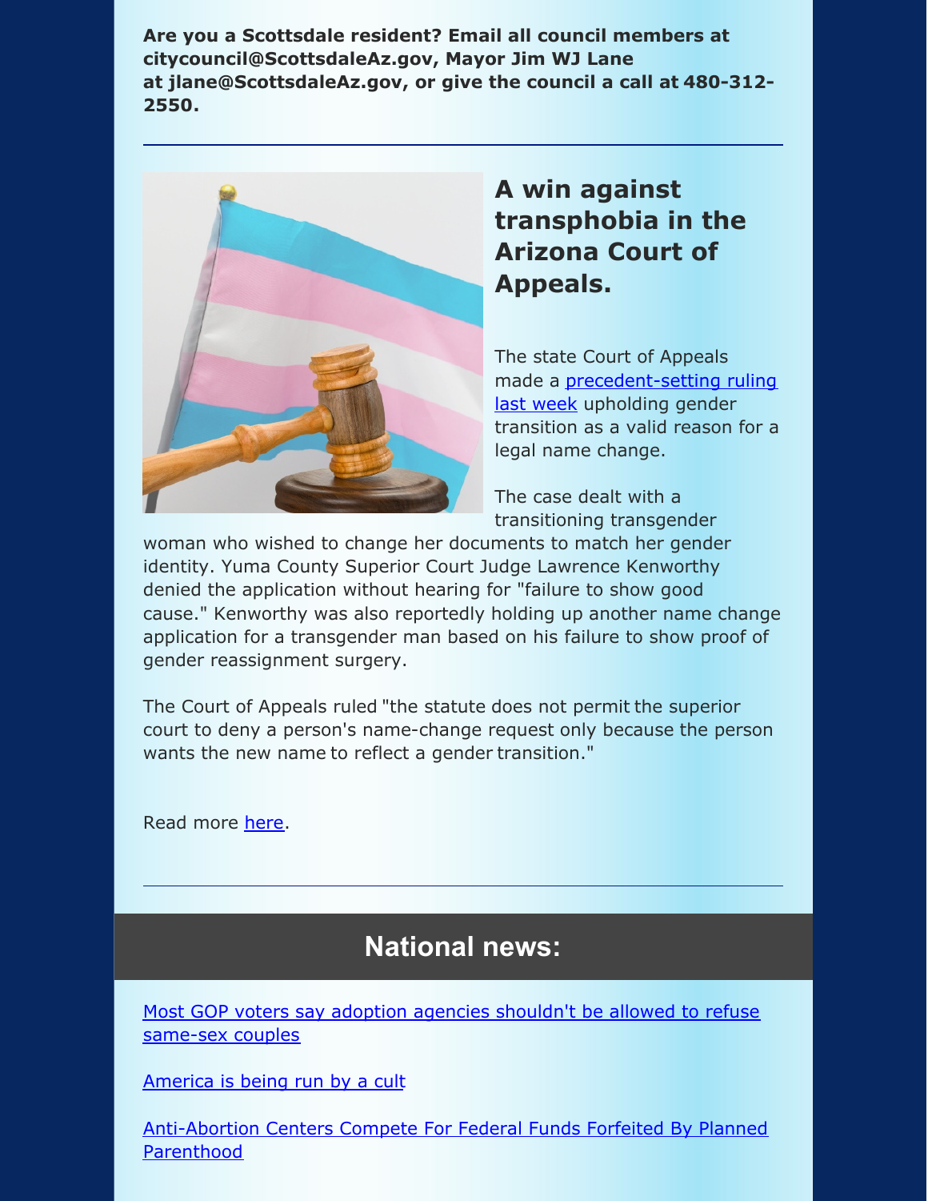**Are you a Scottsdale resident? Email all council members at citycouncil@ScottsdaleAz.gov, Mayor Jim WJ Lane at jlane@ScottsdaleAz.gov, or give the council a call at 480-312-2550.**

---

## A win against transphobia in the Arizona Court of Appeals.

The state Court of Appeals made a precedent-setting ruling last week upholding gender transition as a valid reason for a legal name change.

The case dealt with a transitioning transgender woman who wished to change her documents to match her gender identity. Yuma County Superior Court Judge Lawrence Kenworthy denied the application without hearing for "failure to show good cause." Kenworthy was also reportedly holding up another name change application for a transgender man based on his failure to show proof of gender reassignment surgery.

The Court of Appeals ruled "the statute does not permit the superior court to deny a person's name-change request only because the person wants the new name to reflect a gender transition."

Read more here.

---

## National news:

Most GOP voters say adoption agencies shouldn't be allowed to refuse same-sex couples

America is being run by a cult

Anti-Abortion Centers Compete For Federal Funds Forfeited By Planned Parenthood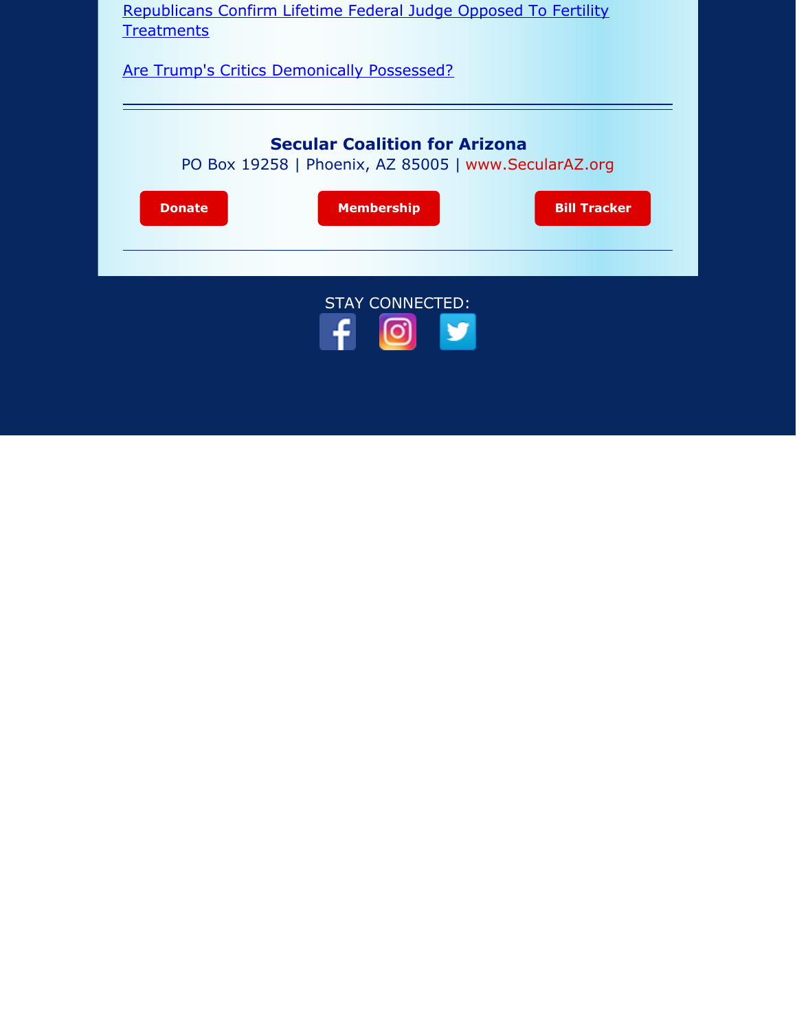[Republicans Confirm Lifetime Federal Judge Opposed To Fertility Treatments]()

[Are Trump's Critics Demonically Possessed?]()

---

**Secular Coalition for Arizona**

PO Box 19258 | Phoenix, AZ 85005 | www.SecularAZ.org

Donate | Membership | Bill Tracker

---

STAY CONNECTED: